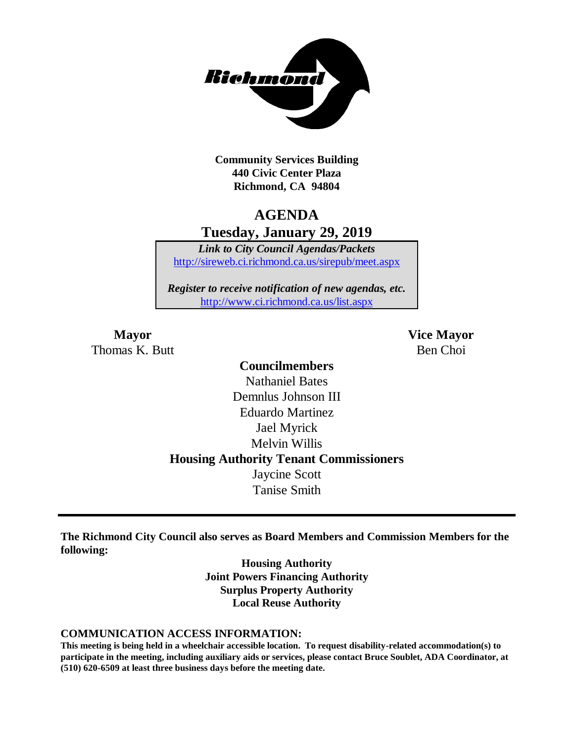**Community Services Building**
**440 Civic Center Plaza**
**Richmond, CA 94804**

# AGENDA

## Tuesday, January 29, 2019

***Link to City Council Agendas/Packets***
http://sireweb.ci.richmond.ca.us/sirepub/meet.aspx

***Register to receive notification of new agendas, etc.***
http://www.ci.richmond.ca.us/list.aspx

**Mayor**
Thomas K. Butt

**Vice Mayor**
Ben Choi

**Councilmembers**
Nathaniel Bates
Demnlus Johnson III
Eduardo Martinez
Jael Myrick
Melvin Willis

**Housing Authority Tenant Commissioners**
Jaycine Scott
Tanise Smith

---

**The Richmond City Council also serves as Board Members and Commission Members for the following:**

**Housing Authority**
**Joint Powers Financing Authority**
**Surplus Property Authority**
**Local Reuse Authority**

**COMMUNICATION ACCESS INFORMATION:**

**This meeting is being held in a wheelchair accessible location. To request disability-related accommodation(s) to participate in the meeting, including auxiliary aids or services, please contact Bruce Soublet, ADA Coordinator, at (510) 620-6509 at least three business days before the meeting date.**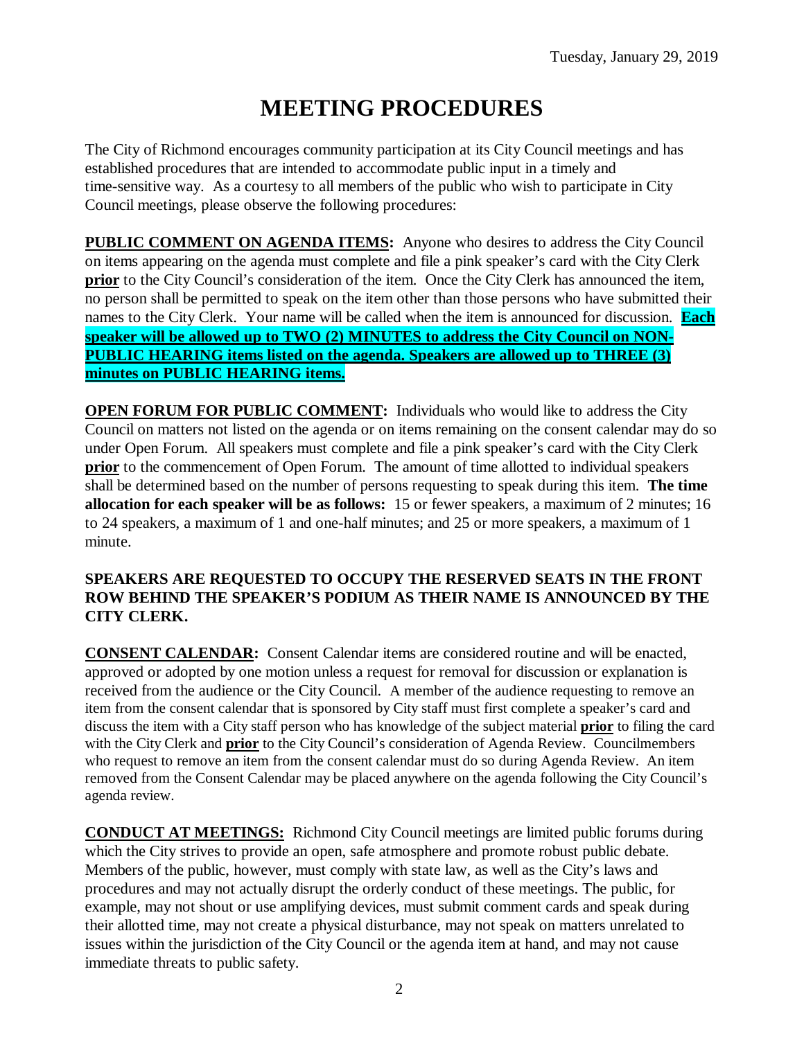Tuesday, January 29, 2019

# MEETING PROCEDURES

The City of Richmond encourages community participation at its City Council meetings and has established procedures that are intended to accommodate public input in a timely and time-sensitive way. As a courtesy to all members of the public who wish to participate in City Council meetings, please observe the following procedures:

**PUBLIC COMMENT ON AGENDA ITEMS:** Anyone who desires to address the City Council on items appearing on the agenda must complete and file a pink speaker's card with the City Clerk **prior** to the City Council's consideration of the item. Once the City Clerk has announced the item, no person shall be permitted to speak on the item other than those persons who have submitted their names to the City Clerk. Your name will be called when the item is announced for discussion. **Each speaker will be allowed up to TWO (2) MINUTES to address the City Council on NON-PUBLIC HEARING items listed on the agenda. Speakers are allowed up to THREE (3) minutes on PUBLIC HEARING items.**

**OPEN FORUM FOR PUBLIC COMMENT:** Individuals who would like to address the City Council on matters not listed on the agenda or on items remaining on the consent calendar may do so under Open Forum. All speakers must complete and file a pink speaker's card with the City Clerk **prior** to the commencement of Open Forum. The amount of time allotted to individual speakers shall be determined based on the number of persons requesting to speak during this item. **The time allocation for each speaker will be as follows:** 15 or fewer speakers, a maximum of 2 minutes; 16 to 24 speakers, a maximum of 1 and one-half minutes; and 25 or more speakers, a maximum of 1 minute.

**SPEAKERS ARE REQUESTED TO OCCUPY THE RESERVED SEATS IN THE FRONT ROW BEHIND THE SPEAKER'S PODIUM AS THEIR NAME IS ANNOUNCED BY THE CITY CLERK.**

**CONSENT CALENDAR:** Consent Calendar items are considered routine and will be enacted, approved or adopted by one motion unless a request for removal for discussion or explanation is received from the audience or the City Council. A member of the audience requesting to remove an item from the consent calendar that is sponsored by City staff must first complete a speaker's card and discuss the item with a City staff person who has knowledge of the subject material **prior** to filing the card with the City Clerk and **prior** to the City Council's consideration of Agenda Review. Councilmembers who request to remove an item from the consent calendar must do so during Agenda Review. An item removed from the Consent Calendar may be placed anywhere on the agenda following the City Council's agenda review.

**CONDUCT AT MEETINGS:** Richmond City Council meetings are limited public forums during which the City strives to provide an open, safe atmosphere and promote robust public debate. Members of the public, however, must comply with state law, as well as the City's laws and procedures and may not actually disrupt the orderly conduct of these meetings. The public, for example, may not shout or use amplifying devices, must submit comment cards and speak during their allotted time, may not create a physical disturbance, may not speak on matters unrelated to issues within the jurisdiction of the City Council or the agenda item at hand, and may not cause immediate threats to public safety.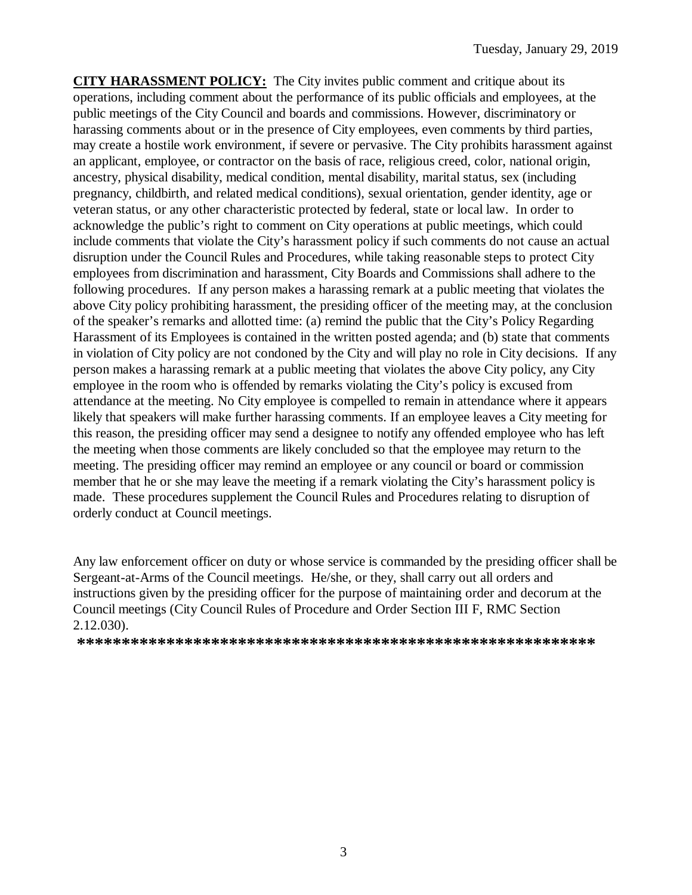Tuesday, January 29, 2019

**CITY HARASSMENT POLICY:** The City invites public comment and critique about its operations, including comment about the performance of its public officials and employees, at the public meetings of the City Council and boards and commissions. However, discriminatory or harassing comments about or in the presence of City employees, even comments by third parties, may create a hostile work environment, if severe or pervasive. The City prohibits harassment against an applicant, employee, or contractor on the basis of race, religious creed, color, national origin, ancestry, physical disability, medical condition, mental disability, marital status, sex (including pregnancy, childbirth, and related medical conditions), sexual orientation, gender identity, age or veteran status, or any other characteristic protected by federal, state or local law. In order to acknowledge the public's right to comment on City operations at public meetings, which could include comments that violate the City's harassment policy if such comments do not cause an actual disruption under the Council Rules and Procedures, while taking reasonable steps to protect City employees from discrimination and harassment, City Boards and Commissions shall adhere to the following procedures. If any person makes a harassing remark at a public meeting that violates the above City policy prohibiting harassment, the presiding officer of the meeting may, at the conclusion of the speaker's remarks and allotted time: (a) remind the public that the City's Policy Regarding Harassment of its Employees is contained in the written posted agenda; and (b) state that comments in violation of City policy are not condoned by the City and will play no role in City decisions. If any person makes a harassing remark at a public meeting that violates the above City policy, any City employee in the room who is offended by remarks violating the City's policy is excused from attendance at the meeting. No City employee is compelled to remain in attendance where it appears likely that speakers will make further harassing comments. If an employee leaves a City meeting for this reason, the presiding officer may send a designee to notify any offended employee who has left the meeting when those comments are likely concluded so that the employee may return to the meeting. The presiding officer may remind an employee or any council or board or commission member that he or she may leave the meeting if a remark violating the City's harassment policy is made. These procedures supplement the Council Rules and Procedures relating to disruption of orderly conduct at Council meetings.

Any law enforcement officer on duty or whose service is commanded by the presiding officer shall be Sergeant-at-Arms of the Council meetings. He/she, or they, shall carry out all orders and instructions given by the presiding officer for the purpose of maintaining order and decorum at the Council meetings (City Council Rules of Procedure and Order Section III F, RMC Section 2.12.030).

**\*\*\*\*\*\*\*\*\*\*\*\*\*\*\*\*\*\*\*\*\*\*\*\*\*\*\*\*\*\*\*\*\*\*\*\*\*\*\*\*\*\*\*\*\*\*\*\*\*\*\*\*\*\*\*\*\*\*\*\***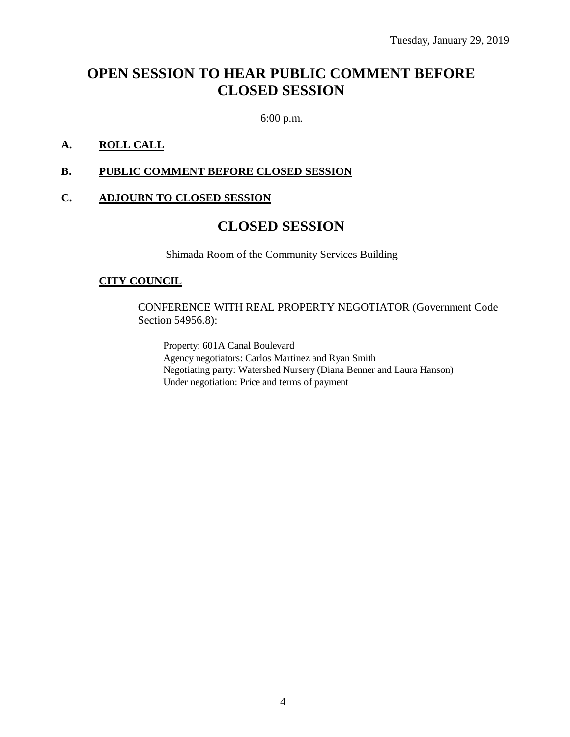Tuesday, January 29, 2019

# OPEN SESSION TO HEAR PUBLIC COMMENT BEFORE CLOSED SESSION

6:00 p.m.

**A. ROLL CALL**

**B. PUBLIC COMMENT BEFORE CLOSED SESSION**

**C. ADJOURN TO CLOSED SESSION**

# CLOSED SESSION

Shimada Room of the Community Services Building

**CITY COUNCIL**

CONFERENCE WITH REAL PROPERTY NEGOTIATOR (Government Code Section 54956.8):

Property: 601A Canal Boulevard
Agency negotiators: Carlos Martinez and Ryan Smith
Negotiating party: Watershed Nursery (Diana Benner and Laura Hanson)
Under negotiation: Price and terms of payment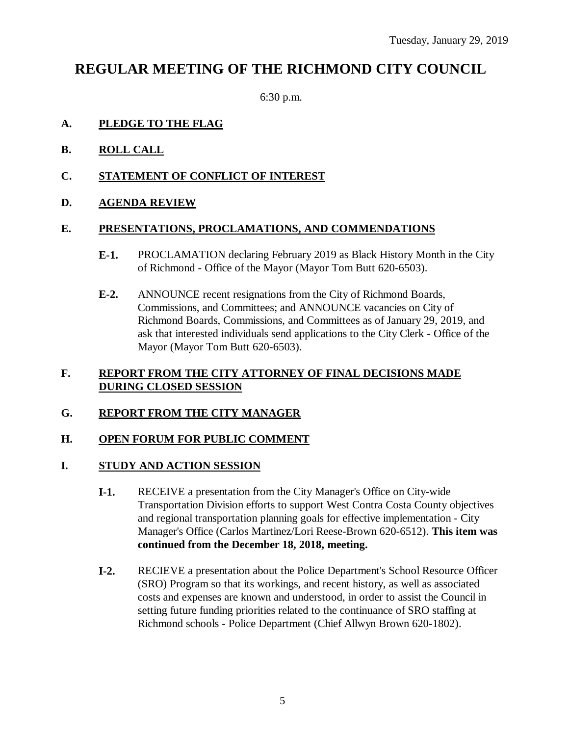Tuesday, January 29, 2019

# REGULAR MEETING OF THE RICHMOND CITY COUNCIL

6:30 p.m.

## A. PLEDGE TO THE FLAG

## B. ROLL CALL

## C. STATEMENT OF CONFLICT OF INTEREST

## D. AGENDA REVIEW

## E. PRESENTATIONS, PROCLAMATIONS, AND COMMENDATIONS

**E-1.** PROCLAMATION declaring February 2019 as Black History Month in the City of Richmond - Office of the Mayor (Mayor Tom Butt 620-6503).

**E-2.** ANNOUNCE recent resignations from the City of Richmond Boards, Commissions, and Committees; and ANNOUNCE vacancies on City of Richmond Boards, Commissions, and Committees as of January 29, 2019, and ask that interested individuals send applications to the City Clerk - Office of the Mayor (Mayor Tom Butt 620-6503).

## F. REPORT FROM THE CITY ATTORNEY OF FINAL DECISIONS MADE DURING CLOSED SESSION

## G. REPORT FROM THE CITY MANAGER

## H. OPEN FORUM FOR PUBLIC COMMENT

## I. STUDY AND ACTION SESSION

**I-1.** RECEIVE a presentation from the City Manager's Office on City-wide Transportation Division efforts to support West Contra Costa County objectives and regional transportation planning goals for effective implementation - City Manager's Office (Carlos Martinez/Lori Reese-Brown 620-6512). **This item was continued from the December 18, 2018, meeting.**

**I-2.** RECIEVE a presentation about the Police Department's School Resource Officer (SRO) Program so that its workings, and recent history, as well as associated costs and expenses are known and understood, in order to assist the Council in setting future funding priorities related to the continuance of SRO staffing at Richmond schools - Police Department (Chief Allwyn Brown 620-1802).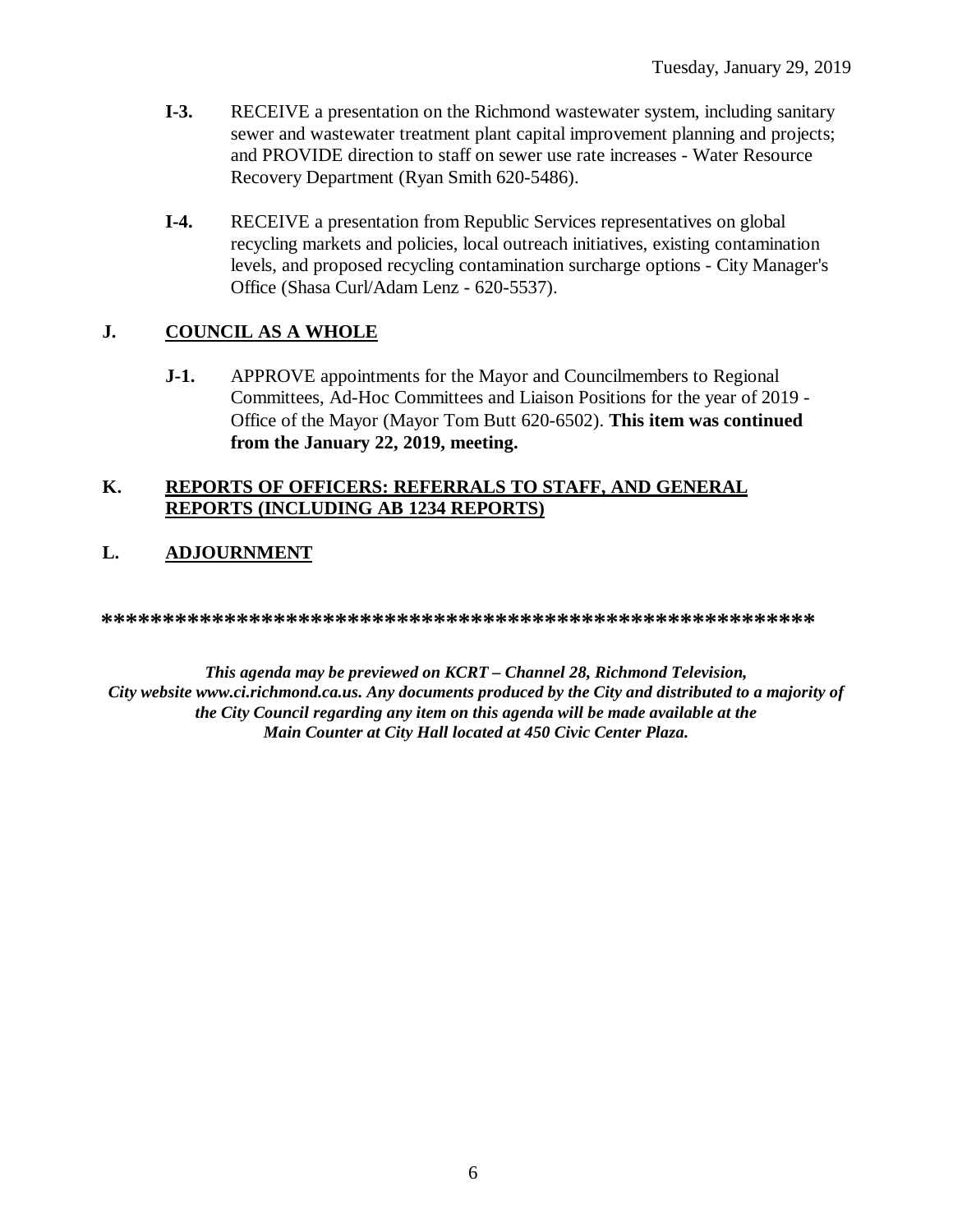**I-3.** RECEIVE a presentation on the Richmond wastewater system, including sanitary sewer and wastewater treatment plant capital improvement planning and projects; and PROVIDE direction to staff on sewer use rate increases - Water Resource Recovery Department (Ryan Smith 620-5486).

**I-4.** RECEIVE a presentation from Republic Services representatives on global recycling markets and policies, local outreach initiatives, existing contamination levels, and proposed recycling contamination surcharge options - City Manager's Office (Shasa Curl/Adam Lenz - 620-5537).

## J. COUNCIL AS A WHOLE

**J-1.** APPROVE appointments for the Mayor and Councilmembers to Regional Committees, Ad-Hoc Committees and Liaison Positions for the year of 2019 - Office of the Mayor (Mayor Tom Butt 620-6502). **This item was continued from the January 22, 2019, meeting.**

## K. REPORTS OF OFFICERS: REFERRALS TO STAFF, AND GENERAL REPORTS (INCLUDING AB 1234 REPORTS)

## L. ADJOURNMENT

**************************************************************

***This agenda may be previewed on KCRT – Channel 28, Richmond Television, City website www.ci.richmond.ca.us. Any documents produced by the City and distributed to a majority of the City Council regarding any item on this agenda will be made available at the Main Counter at City Hall located at 450 Civic Center Plaza.***